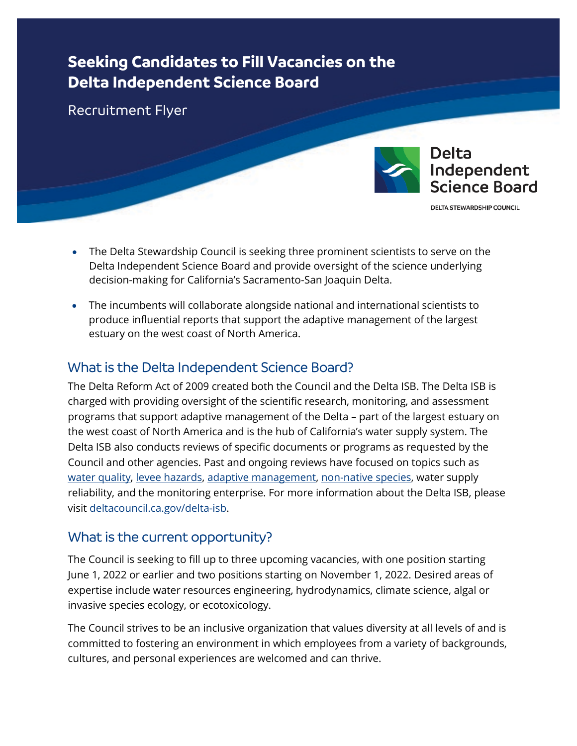# Seeking Candidates to Fill Vacancies on the Delta Independent Science Board

Recruitment Flyer

Delta Independent Science Board

DELTA STEWARDSHIP COUNCIL

- The Delta Stewardship Council is seeking three prominent scientists to serve on the Delta Independent Science Board and provide oversight of the science underlying decision-making for California's Sacramento-San Joaquin Delta.
- The incumbents will collaborate alongside national and international scientists to produce influential reports that support the adaptive management of the largest estuary on the west coast of North America.

## What is the Delta Independent Science Board?

The Delta Reform Act of 2009 created both the Council and the Delta ISB. The Delta ISB is charged with providing oversight of the scientific research, monitoring, and assessment programs that support adaptive management of the Delta – part of the largest estuary on the west coast of North America and is the hub of California's water supply system. The Delta ISB also conducts reviews of specific documents or programs as requested by the Council and other agencies. Past and ongoing reviews have focused on topics such as water quality, levee hazards, adaptive management, non-native species, water supply reliability, and the monitoring enterprise. For more information about the Delta ISB, please visit deltacouncil.ca.gov/delta-isb.

## What is the current opportunity?

The Council is seeking to fill up to three upcoming vacancies, with one position starting June 1, 2022 or earlier and two positions starting on November 1, 2022. Desired areas of expertise include water resources engineering, hydrodynamics, climate science, algal or invasive species ecology, or ecotoxicology.

The Council strives to be an inclusive organization that values diversity at all levels of and is committed to fostering an environment in which employees from a variety of backgrounds, cultures, and personal experiences are welcomed and can thrive.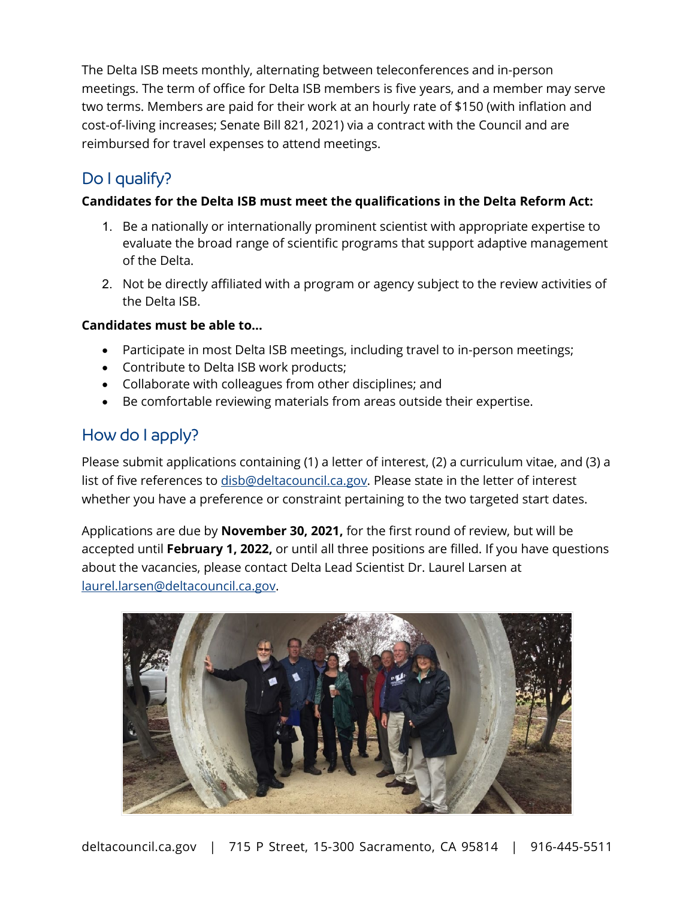The Delta ISB meets monthly, alternating between teleconferences and in-person meetings. The term of office for Delta ISB members is five years, and a member may serve two terms. Members are paid for their work at an hourly rate of $150 (with inflation and cost-of-living increases; Senate Bill 821, 2021) via a contract with the Council and are reimbursed for travel expenses to attend meetings.

## Do I qualify?

**Candidates for the Delta ISB must meet the qualifications in the Delta Reform Act:**

1. Be a nationally or internationally prominent scientist with appropriate expertise to evaluate the broad range of scientific programs that support adaptive management of the Delta.
2. Not be directly affiliated with a program or agency subject to the review activities of the Delta ISB.

**Candidates must be able to...**

- Participate in most Delta ISB meetings, including travel to in-person meetings;
- Contribute to Delta ISB work products;
- Collaborate with colleagues from other disciplines; and
- Be comfortable reviewing materials from areas outside their expertise.

## How do I apply?

Please submit applications containing (1) a letter of interest, (2) a curriculum vitae, and (3) a list of five references to disb@deltacouncil.ca.gov. Please state in the letter of interest whether you have a preference or constraint pertaining to the two targeted start dates.

Applications are due by **November 30, 2021,** for the first round of review, but will be accepted until **February 1, 2022,** or until all three positions are filled. If you have questions about the vacancies, please contact Delta Lead Scientist Dr. Laurel Larsen at laurel.larsen@deltacouncil.ca.gov.

deltacouncil.ca.gov | 715 P Street, 15-300 Sacramento, CA 95814 | 916-445-5511